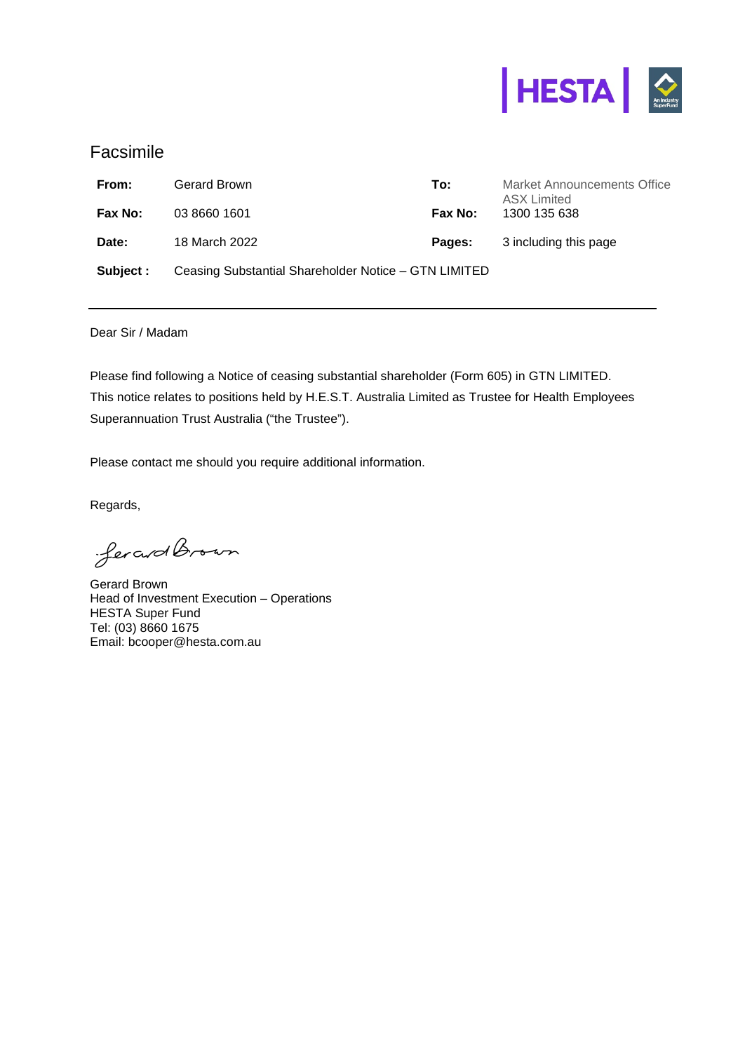HESTA

# Facsimile

| | | | |
|---|---|---|---|
| **From:** | Gerard Brown | **To:** | Market Announcements Office ASX Limited |
| **Fax No:** | 03 8660 1601 | **Fax No:** | 1300 135 638 |
| **Date:** | 18 March 2022 | **Pages:** | 3 including this page |
| **Subject :** | Ceasing Substantial Shareholder Notice – GTN LIMITED | | |

---

Dear Sir / Madam

Please find following a Notice of ceasing substantial shareholder (Form 605) in GTN LIMITED. This notice relates to positions held by H.E.S.T. Australia Limited as Trustee for Health Employees Superannuation Trust Australia ("the Trustee").

Please contact me should you require additional information.

Regards,

Gerard Brown

Gerard Brown
Head of Investment Execution – Operations
HESTA Super Fund
Tel: (03) 8660 1675
Email: bcooper@hesta.com.au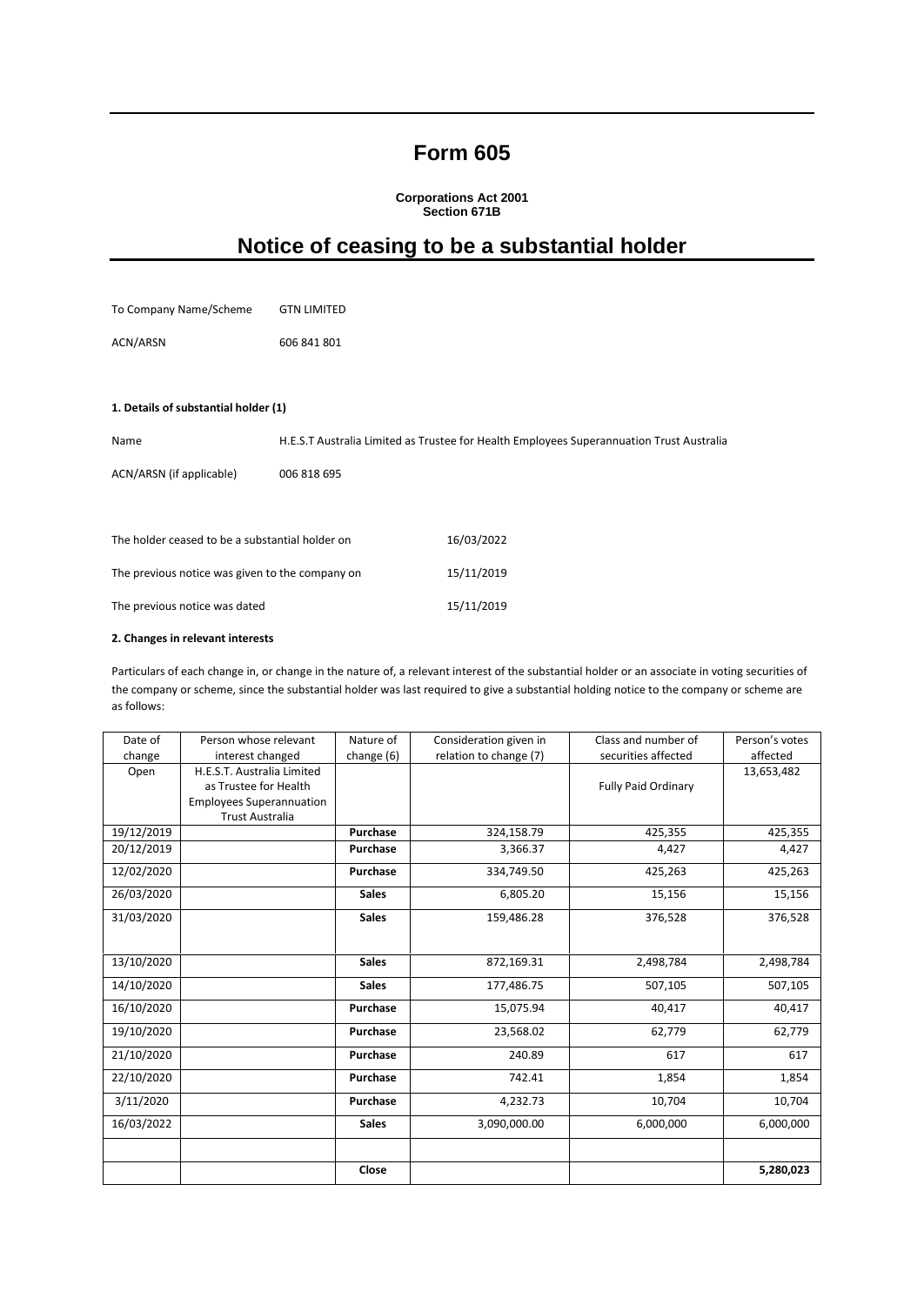# Form 605

**Corporations Act 2001**
**Section 671B**

# Notice of ceasing to be a substantial holder

To Company Name/Scheme GTN LIMITED

ACN/ARSN 606 841 801

**1. Details of substantial holder (1)**

Name H.E.S.T Australia Limited as Trustee for Health Employees Superannuation Trust Australia

ACN/ARSN (if applicable) 006 818 695

The holder ceased to be a substantial holder on 16/03/2022

The previous notice was given to the company on 15/11/2019

The previous notice was dated 15/11/2019

**2. Changes in relevant interests**

Particulars of each change in, or change in the nature of, a relevant interest of the substantial holder or an associate in voting securities of the company or scheme, since the substantial holder was last required to give a substantial holding notice to the company or scheme are as follows:

| Date of change | Person whose relevant interest changed | Nature of change (6) | Consideration given in relation to change (7) | Class and number of securities affected | Person's votes affected |
|---|---|---|---|---|---|
| Open | H.E.S.T. Australia Limited as Trustee for Health Employees Superannuation Trust Australia | | | Fully Paid Ordinary | 13,653,482 |
| 19/12/2019 | | **Purchase** | 324,158.79 | 425,355 | 425,355 |
| 20/12/2019 | | **Purchase** | 3,366.37 | 4,427 | 4,427 |
| 12/02/2020 | | **Purchase** | 334,749.50 | 425,263 | 425,263 |
| 26/03/2020 | | **Sales** | 6,805.20 | 15,156 | 15,156 |
| 31/03/2020 | | **Sales** | 159,486.28 | 376,528 | 376,528 |
| 13/10/2020 | | **Sales** | 872,169.31 | 2,498,784 | 2,498,784 |
| 14/10/2020 | | **Sales** | 177,486.75 | 507,105 | 507,105 |
| 16/10/2020 | | **Purchase** | 15,075.94 | 40,417 | 40,417 |
| 19/10/2020 | | **Purchase** | 23,568.02 | 62,779 | 62,779 |
| 21/10/2020 | | **Purchase** | 240.89 | 617 | 617 |
| 22/10/2020 | | **Purchase** | 742.41 | 1,854 | 1,854 |
| 3/11/2020 | | **Purchase** | 4,232.73 | 10,704 | 10,704 |
| 16/03/2022 | | **Sales** | 3,090,000.00 | 6,000,000 | 6,000,000 |
| | | | | | |
| | | **Close** | | | **5,280,023** |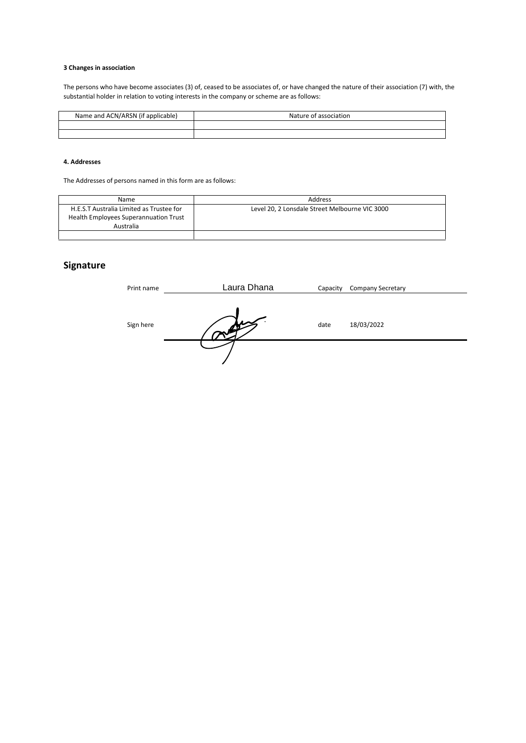**3 Changes in association**

The persons who have become associates (3) of, ceased to be associates of, or have changed the nature of their association (7) with, the substantial holder in relation to voting interests in the company or scheme are as follows:

| Name and ACN/ARSN (if applicable) | Nature of association |
|---|---|
| | |
| | |

**4. Addresses**

The Addresses of persons named in this form are as follows:

| Name | Address |
|---|---|
| H.E.S.T Australia Limited as Trustee for Health Employees Superannuation Trust Australia | Level 20, 2 Lonsdale Street Melbourne VIC 3000 |
| | |

## Signature

Print name Laura Dhana Capacity Company Secretary

Sign here date 18/03/2022